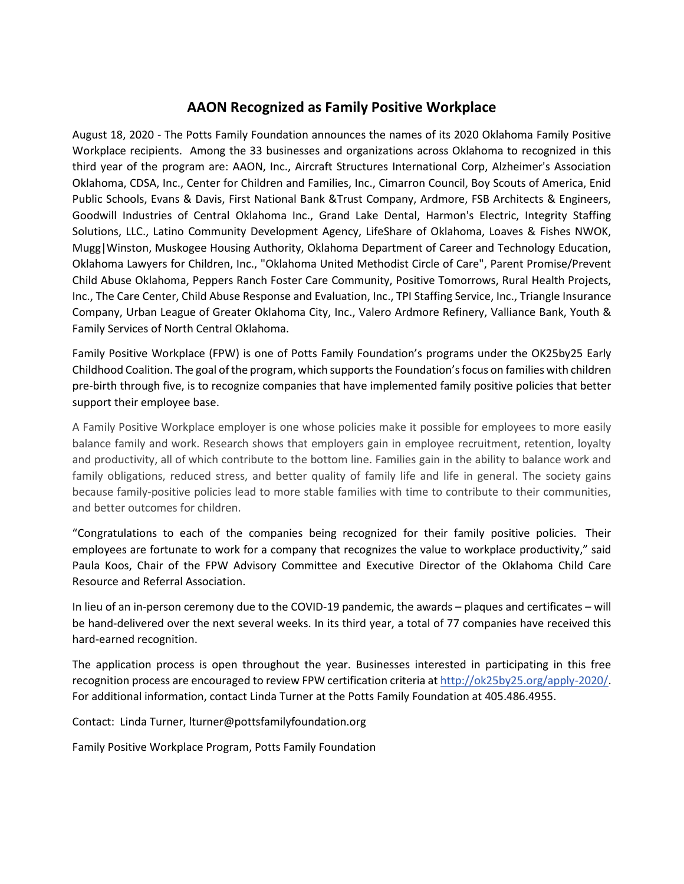# AAON Recognized as Family Positive Workplace

August 18, 2020 - The Potts Family Foundation announces the names of its 2020 Oklahoma Family Positive Workplace recipients. Among the 33 businesses and organizations across Oklahoma to recognized in this third year of the program are: AAON, Inc., Aircraft Structures International Corp, Alzheimer's Association Oklahoma, CDSA, Inc., Center for Children and Families, Inc., Cimarron Council, Boy Scouts of America, Enid Public Schools, Evans & Davis, First National Bank &Trust Company, Ardmore, FSB Architects & Engineers, Goodwill Industries of Central Oklahoma Inc., Grand Lake Dental, Harmon's Electric, Integrity Staffing Solutions, LLC., Latino Community Development Agency, LifeShare of Oklahoma, Loaves & Fishes NWOK, Mugg|Winston, Muskogee Housing Authority, Oklahoma Department of Career and Technology Education, Oklahoma Lawyers for Children, Inc., "Oklahoma United Methodist Circle of Care", Parent Promise/Prevent Child Abuse Oklahoma, Peppers Ranch Foster Care Community, Positive Tomorrows, Rural Health Projects, Inc., The Care Center, Child Abuse Response and Evaluation, Inc., TPI Staffing Service, Inc., Triangle Insurance Company, Urban League of Greater Oklahoma City, Inc., Valero Ardmore Refinery, Valliance Bank, Youth & Family Services of North Central Oklahoma.

Family Positive Workplace (FPW) is one of Potts Family Foundation's programs under the OK25by25 Early Childhood Coalition. The goal of the program, which supports the Foundation's focus on families with children pre-birth through five, is to recognize companies that have implemented family positive policies that better support their employee base.

A Family Positive Workplace employer is one whose policies make it possible for employees to more easily balance family and work. Research shows that employers gain in employee recruitment, retention, loyalty and productivity, all of which contribute to the bottom line. Families gain in the ability to balance work and family obligations, reduced stress, and better quality of family life and life in general. The society gains because family-positive policies lead to more stable families with time to contribute to their communities, and better outcomes for children.

"Congratulations to each of the companies being recognized for their family positive policies. Their employees are fortunate to work for a company that recognizes the value to workplace productivity," said Paula Koos, Chair of the FPW Advisory Committee and Executive Director of the Oklahoma Child Care Resource and Referral Association.

In lieu of an in-person ceremony due to the COVID-19 pandemic, the awards – plaques and certificates – will be hand-delivered over the next several weeks. In its third year, a total of 77 companies have received this hard-earned recognition.

The application process is open throughout the year. Businesses interested in participating in this free recognition process are encouraged to review FPW certification criteria at http://ok25by25.org/apply-2020/. For additional information, contact Linda Turner at the Potts Family Foundation at 405.486.4955.

Contact: Linda Turner, lturner@pottsfamilyfoundation.org

Family Positive Workplace Program, Potts Family Foundation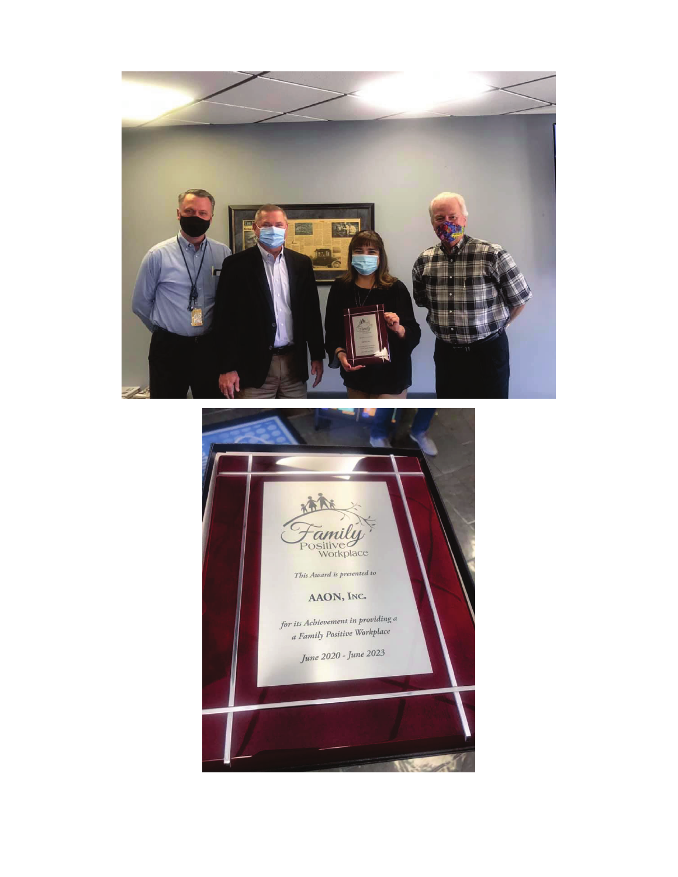Family Positive Workplace

*This Award is presented to*

**AAON, Inc.**

*for its Achievement in providing a a Family Positive Workplace*

*June 2020 - June 2023*